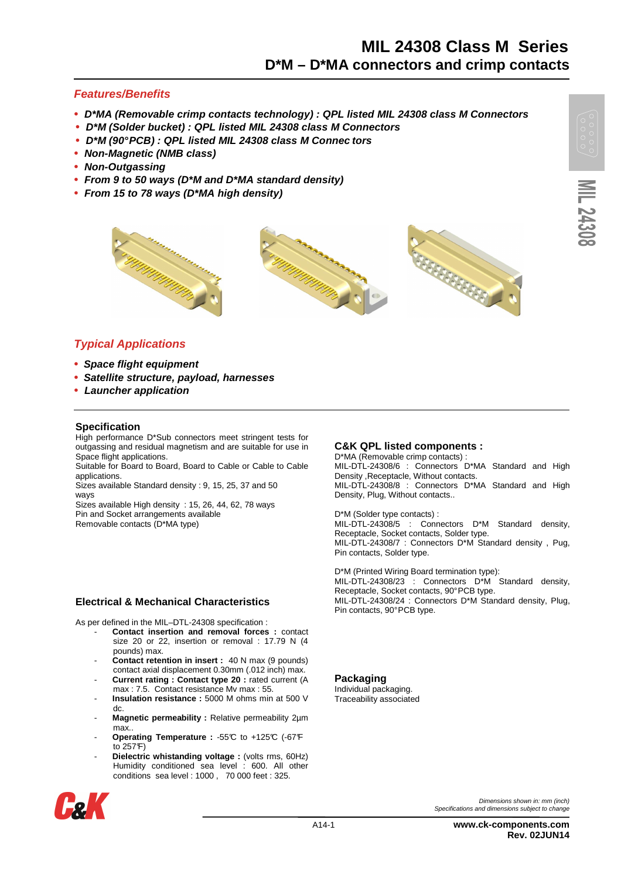# MIL 24308 Class M Series

## D*M – D*MA connectors and crimp contacts

### *Features/Benefits*

- ***D*MA (Removable crimp contacts technology) : QPL listed MIL 24308 class M Connectors***
- ***D*M (Solder bucket) : QPL listed MIL 24308 class M Connectors***
- ***D*M (90°PCB) : QPL listed MIL 24308 class M Connec tors***
- ***Non-Magnetic (NMB class)***
- ***Non-Outgassing***
- ***From 9 to 50 ways (D*M and D*MA standard density)***
- ***From 15 to 78 ways (D*MA high density)***

### *Typical Applications*

- ***Space flight equipment***
- ***Satellite structure, payload, harnesses***
- ***Launcher application***

### Specification

High performance D*Sub connectors meet stringent tests for outgassing and residual magnetism and are suitable for use in Space flight applications.
Suitable for Board to Board, Board to Cable or Cable to Cable applications.
Sizes available Standard density : 9, 15, 25, 37 and 50 ways
Sizes available High density : 15, 26, 44, 62, 78 ways
Pin and Socket arrangements available
Removable contacts (D*MA type)

### Electrical & Mechanical Characteristics

As per defined in the MIL–DTL-24308 specification :

- **Contact insertion and removal forces :** contact size 20 or 22, insertion or removal : 17.79 N (4 pounds) max.
- **Contact retention in insert :** 40 N max (9 pounds) contact axial displacement 0.30mm (.012 inch) max.
- **Current rating : Contact type 20 :** rated current (A max : 7.5. Contact resistance Mv max : 55.
- **Insulation resistance :** 5000 M ohms min at 500 V dc.
- **Magnetic permeability :** Relative permeability 2µm max..
- **Operating Temperature :** -55℃ to +125℃ (-67℉ to 257℉)
- **Dielectric whistanding voltage :** (volts rms, 60Hz) Humidity conditioned sea level : 600. All other conditions sea level : 1000 , 70 000 feet : 325.

### C&K QPL listed components :

D*MA (Removable crimp contacts) :
MIL-DTL-24308/6 : Connectors D*MA Standard and High Density ,Receptacle, Without contacts.
MIL-DTL-24308/8 : Connectors D*MA Standard and High Density, Plug, Without contacts..

D*M (Solder type contacts) :
MIL-DTL-24308/5 : Connectors D*M Standard density, Receptacle, Socket contacts, Solder type.
MIL-DTL-24308/7 : Connectors D*M Standard density , Pug, Pin contacts, Solder type.

D*M (Printed Wiring Board termination type):
MIL-DTL-24308/23 : Connectors D*M Standard density, Receptacle, Socket contacts, 90°PCB type.
MIL-DTL-24308/24 : Connectors D*M Standard density, Plug, Pin contacts, 90°PCB type.

### Packaging

Individual packaging.
Traceability associated

*Dimensions shown in: mm (inch)*
*Specifications and dimensions subject to change*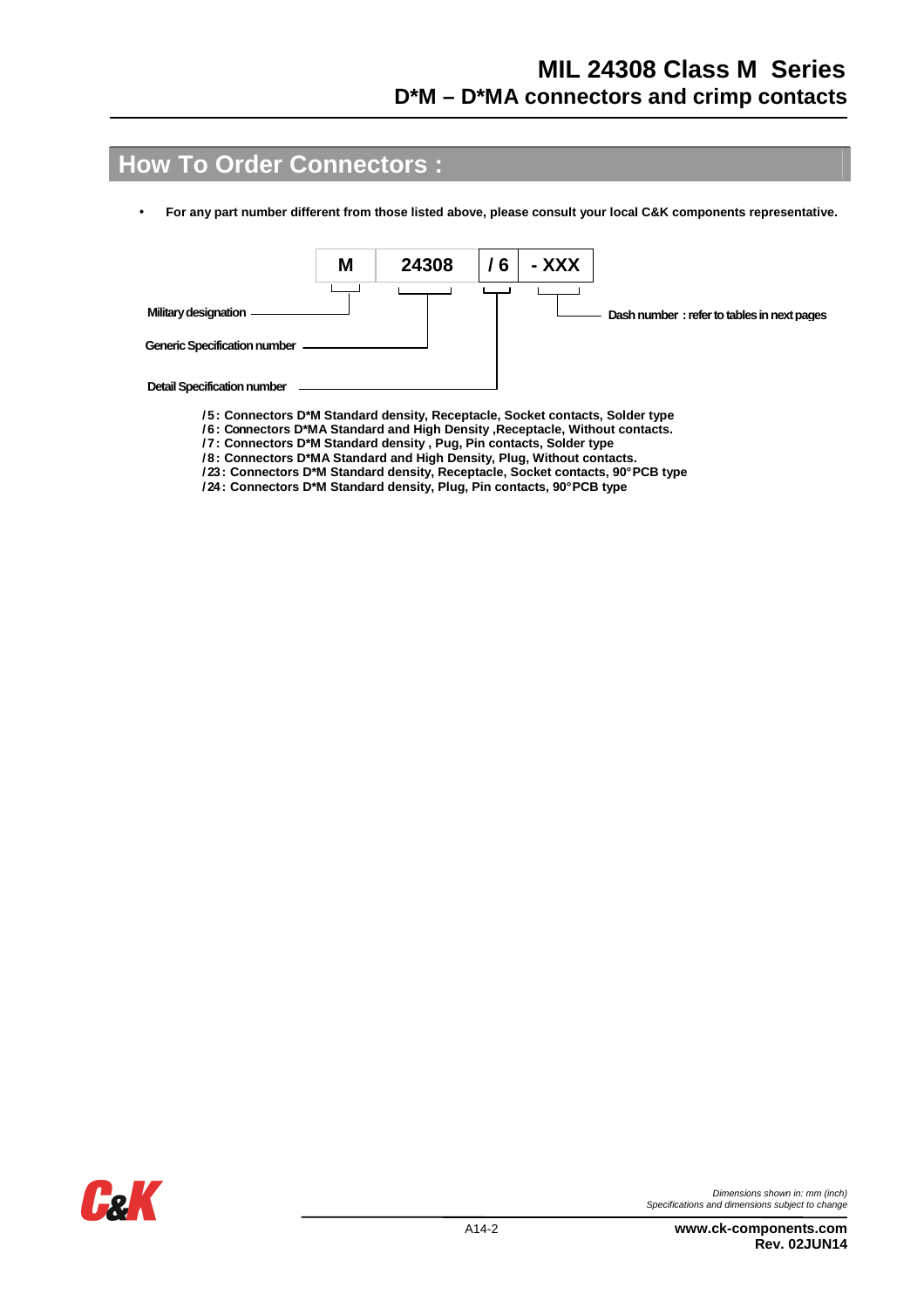## How To Order Connectors :

- For any part number different from those listed above, please consult your local C&K components representative.

| M | 24308 | / 6 | - XXX |
|---|---|---|---|
| Military designation | Generic Specification number | Detail Specification number | Dash number : refer to tables in next pages |

**/ 5 : Connectors D*M Standard density, Receptacle, Socket contacts, Solder type**
**/ 6 : Connectors D*MA Standard and High Density ,Receptacle, Without contacts.**
**/ 7 : Connectors D*M Standard density , Pug, Pin contacts, Solder type**
**/ 8 : Connectors D*MA Standard and High Density, Plug, Without contacts.**
**/ 23 : Connectors D*M Standard density, Receptacle, Socket contacts, 90°PCB type**
**/ 24 : Connectors D*M Standard density, Plug, Pin contacts, 90°PCB type**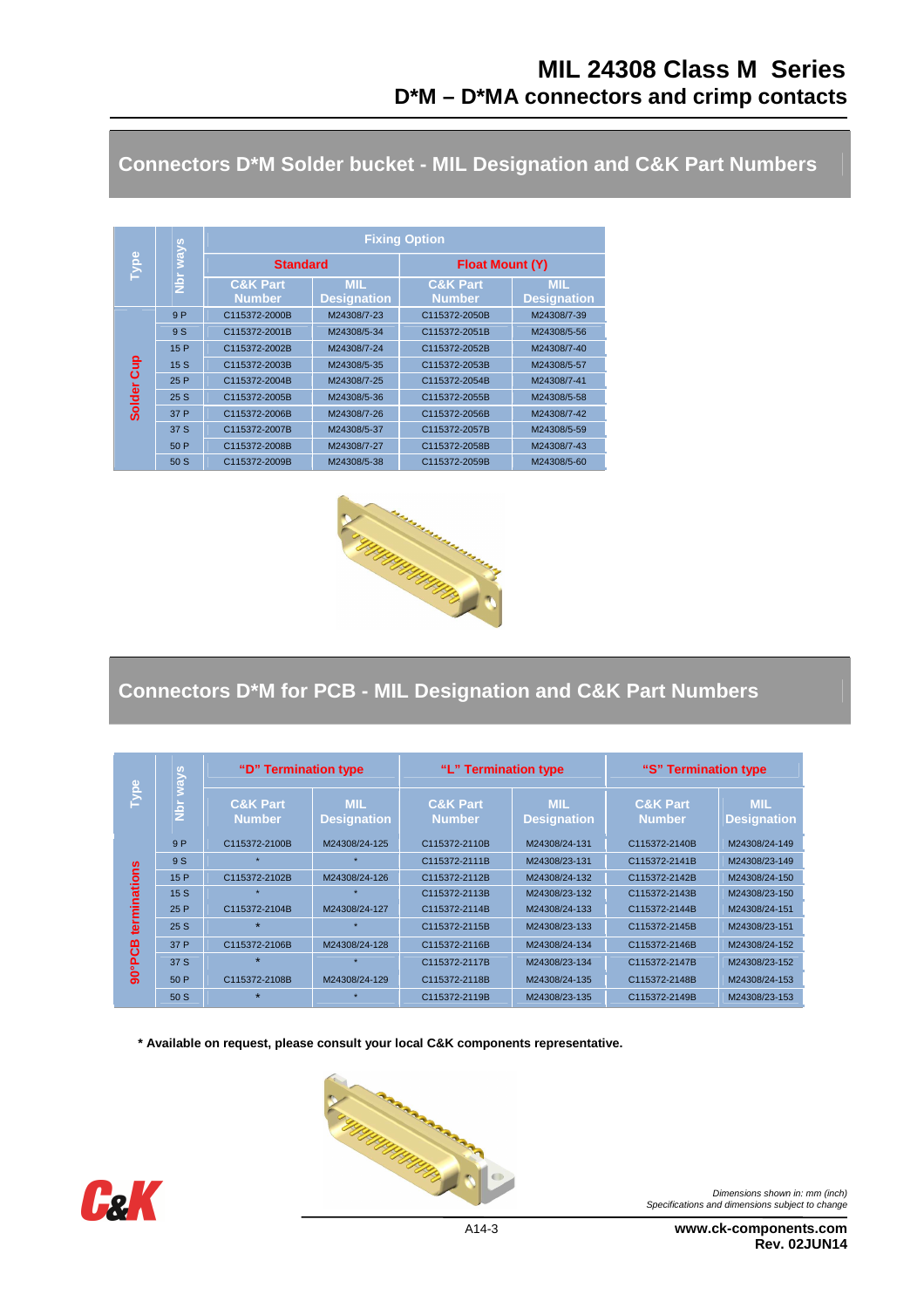# MIL 24308 Class M Series
## D*M – D*MA connectors and crimp contacts

## Connectors D*M Solder bucket - MIL Designation and C&K Part Numbers

| Type | Nbr ways | Fixing Option | | | |
|---|---|---|---|---|---|
| | | Standard | | Float Mount (Y) | |
| | | C&K Part Number | MIL Designation | C&K Part Number | MIL Designation |
| Solder Cup | 9 P | C115372-2000B | M24308/7-23 | C115372-2050B | M24308/7-39 |
| | 9 S | C115372-2001B | M24308/5-34 | C115372-2051B | M24308/5-56 |
| | 15 P | C115372-2002B | M24308/7-24 | C115372-2052B | M24308/7-40 |
| | 15 S | C115372-2003B | M24308/5-35 | C115372-2053B | M24308/5-57 |
| | 25 P | C115372-2004B | M24308/7-25 | C115372-2054B | M24308/7-41 |
| | 25 S | C115372-2005B | M24308/5-36 | C115372-2055B | M24308/5-58 |
| | 37 P | C115372-2006B | M24308/7-26 | C115372-2056B | M24308/7-42 |
| | 37 S | C115372-2007B | M24308/5-37 | C115372-2057B | M24308/5-59 |
| | 50 P | C115372-2008B | M24308/7-27 | C115372-2058B | M24308/7-43 |
| | 50 S | C115372-2009B | M24308/5-38 | C115372-2059B | M24308/5-60 |

## Connectors D*M for PCB - MIL Designation and C&K Part Numbers

| Type | Nbr ways | "D" Termination type | | "L" Termination type | | "S" Termination type | |
|---|---|---|---|---|---|---|---|
| | | C&K Part Number | MIL Designation | C&K Part Number | MIL Designation | C&K Part Number | MIL Designation |
| 90°PCB terminations | 9 P | C115372-2100B | M24308/24-125 | C115372-2110B | M24308/24-131 | C115372-2140B | M24308/24-149 |
| | 9 S | * | * | C115372-2111B | M24308/23-131 | C115372-2141B | M24308/23-149 |
| | 15 P | C115372-2102B | M24308/24-126 | C115372-2112B | M24308/24-132 | C115372-2142B | M24308/24-150 |
| | 15 S | * | * | C115372-2113B | M24308/23-132 | C115372-2143B | M24308/23-150 |
| | 25 P | C115372-2104B | M24308/24-127 | C115372-2114B | M24308/24-133 | C115372-2144B | M24308/24-151 |
| | 25 S | * | * | C115372-2115B | M24308/23-133 | C115372-2145B | M24308/23-151 |
| | 37 P | C115372-2106B | M24308/24-128 | C115372-2116B | M24308/24-134 | C115372-2146B | M24308/24-152 |
| | 37 S | * | * | C115372-2117B | M24308/23-134 | C115372-2147B | M24308/23-152 |
| | 50 P | C115372-2108B | M24308/24-129 | C115372-2118B | M24308/24-135 | C115372-2148B | M24308/24-153 |
| | 50 S | * | * | C115372-2119B | M24308/23-135 | C115372-2149B | M24308/23-153 |

**\* Available on request, please consult your local C&K components representative.**

*Dimensions shown in: mm (inch)*
*Specifications and dimensions subject to change*

**www.ck-components.com**
**Rev. 02JUN14**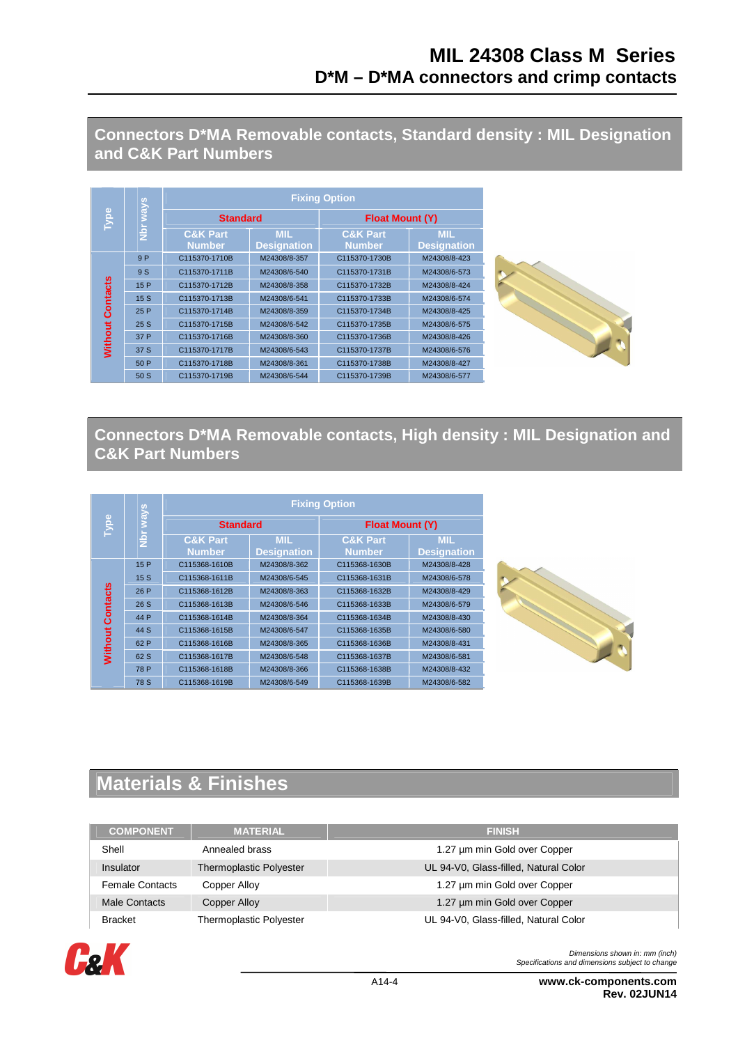# MIL 24308 Class M Series
## D*M – D*MA connectors and crimp contacts

## Connectors D*MA Removable contacts, Standard density : MIL Designation and C&K Part Numbers

| Type | Nbr ways | Fixing Option | | | |
|---|---|---|---|---|---|
| | | Standard | | Float Mount (Y) | |
| | | C&K Part Number | MIL Designation | C&K Part Number | MIL Designation |
| Without Contacts | 9 P | C115370-1710B | M24308/8-357 | C115370-1730B | M24308/8-423 |
| | 9 S | C115370-1711B | M24308/6-540 | C115370-1731B | M24308/6-573 |
| | 15 P | C115370-1712B | M24308/8-358 | C115370-1732B | M24308/8-424 |
| | 15 S | C115370-1713B | M24308/6-541 | C115370-1733B | M24308/6-574 |
| | 25 P | C115370-1714B | M24308/8-359 | C115370-1734B | M24308/8-425 |
| | 25 S | C115370-1715B | M24308/6-542 | C115370-1735B | M24308/6-575 |
| | 37 P | C115370-1716B | M24308/8-360 | C115370-1736B | M24308/8-426 |
| | 37 S | C115370-1717B | M24308/6-543 | C115370-1737B | M24308/6-576 |
| | 50 P | C115370-1718B | M24308/8-361 | C115370-1738B | M24308/8-427 |
| | 50 S | C115370-1719B | M24308/6-544 | C115370-1739B | M24308/6-577 |

## Connectors D*MA Removable contacts, High density : MIL Designation and C&K Part Numbers

| Type | Nbr ways | Fixing Option | | | |
|---|---|---|---|---|---|
| | | Standard | | Float Mount (Y) | |
| | | C&K Part Number | MIL Designation | C&K Part Number | MIL Designation |
| Without Contacts | 15 P | C115368-1610B | M24308/8-362 | C115368-1630B | M24308/8-428 |
| | 15 S | C115368-1611B | M24308/6-545 | C115368-1631B | M24308/6-578 |
| | 26 P | C115368-1612B | M24308/8-363 | C115368-1632B | M24308/8-429 |
| | 26 S | C115368-1613B | M24308/6-546 | C115368-1633B | M24308/6-579 |
| | 44 P | C115368-1614B | M24308/8-364 | C115368-1634B | M24308/8-430 |
| | 44 S | C115368-1615B | M24308/6-547 | C115368-1635B | M24308/6-580 |
| | 62 P | C115368-1616B | M24308/8-365 | C115368-1636B | M24308/8-431 |
| | 62 S | C115368-1617B | M24308/6-548 | C115368-1637B | M24308/6-581 |
| | 78 P | C115368-1618B | M24308/8-366 | C115368-1638B | M24308/8-432 |
| | 78 S | C115368-1619B | M24308/6-549 | C115368-1639B | M24308/6-582 |

## Materials & Finishes

| COMPONENT | MATERIAL | FINISH |
|---|---|---|
| Shell | Annealed brass | 1.27 µm min Gold over Copper |
| Insulator | Thermoplastic Polyester | UL 94-V0, Glass-filled, Natural Color |
| Female Contacts | Copper Alloy | 1.27 µm min Gold over Copper |
| Male Contacts | Copper Alloy | 1.27 µm min Gold over Copper |
| Bracket | Thermoplastic Polyester | UL 94-V0, Glass-filled, Natural Color |

*Dimensions shown in: mm (inch)*
*Specifications and dimensions subject to change*

**www.ck-components.com**
**Rev. 02JUN14**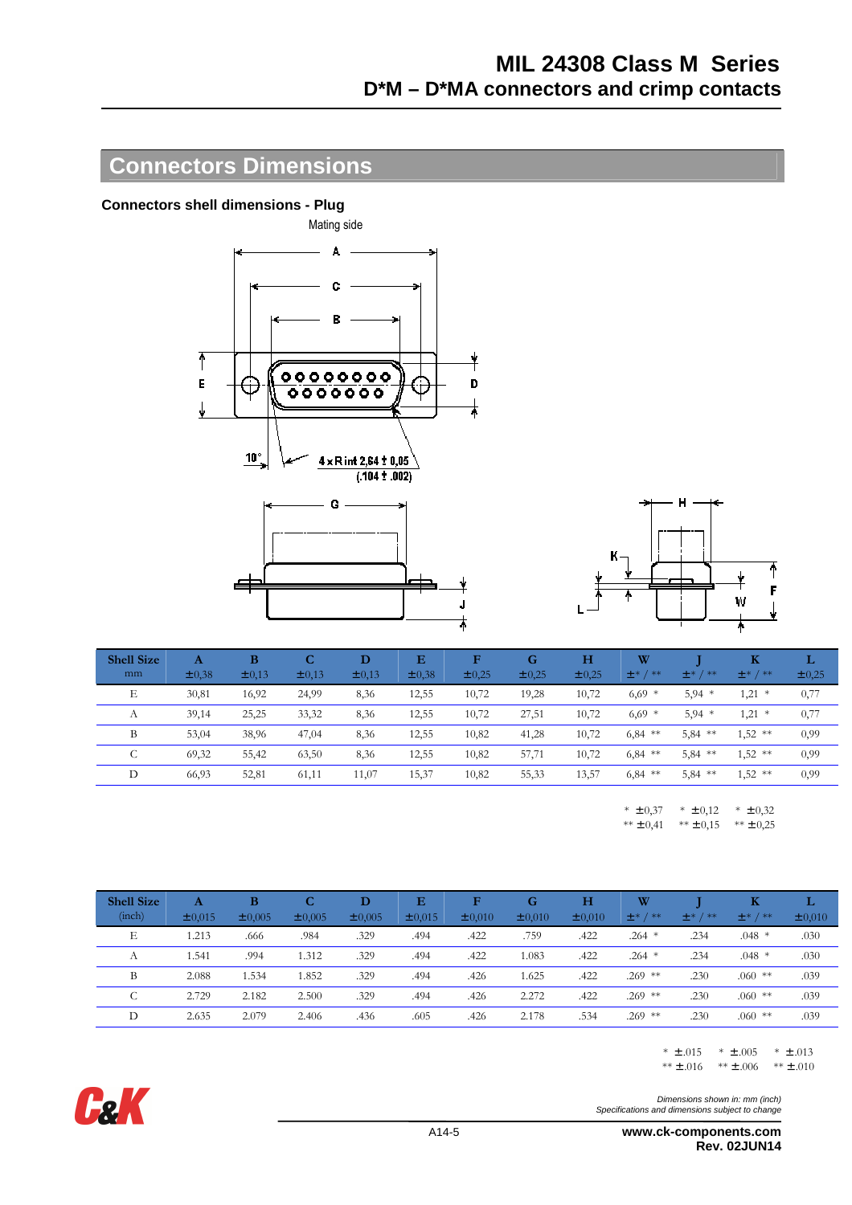# MIL 24308 Class M Series
## D*M – D*MA connectors and crimp contacts

## Connectors Dimensions

### Connectors shell dimensions - Plug

Mating side

10°

4 x R int 2,64 ± 0,05 (.104 ± .002)

| Shell Size mm | A ±0,38 | B ±0,13 | C ±0,13 | D ±0,13 | E ±0,38 | F ±0,25 | G ±0,25 | H ±0,25 | W ±* / ** | J ±* / ** | K ±* / ** | L ±0,25 |
|---|---|---|---|---|---|---|---|---|---|---|---|---|
| E | 30,81 | 16,92 | 24,99 | 8,36 | 12,55 | 10,72 | 19,28 | 10,72 | 6,69 * | 5,94 * | 1,21 * | 0,77 |
| A | 39,14 | 25,25 | 33,32 | 8,36 | 12,55 | 10,72 | 27,51 | 10,72 | 6,69 * | 5,94 * | 1,21 * | 0,77 |
| B | 53,04 | 38,96 | 47,04 | 8,36 | 12,55 | 10,82 | 41,28 | 10,72 | 6,84 ** | 5,84 ** | 1,52 ** | 0,99 |
| C | 69,32 | 55,42 | 63,50 | 8,36 | 12,55 | 10,82 | 57,71 | 10,72 | 6,84 ** | 5,84 ** | 1,52 ** | 0,99 |
| D | 66,93 | 52,81 | 61,11 | 11,07 | 15,37 | 10,82 | 55,33 | 13,57 | 6,84 ** | 5,84 ** | 1,52 ** | 0,99 |

W: * ±0,37, ** ±0,41 — J: * ±0,12, ** ±0,15 — K: * ±0,32, ** ±0,25

| Shell Size (inch) | A ±0,015 | B ±0,005 | C ±0,005 | D ±0,005 | E ±0,015 | F ±0,010 | G ±0,010 | H ±0,010 | W ±* / ** | J ±* / ** | K ±* / ** | L ±0,010 |
|---|---|---|---|---|---|---|---|---|---|---|---|---|
| E | 1.213 | .666 | .984 | .329 | .494 | .422 | .759 | .422 | .264 * | .234 | .048 * | .030 |
| A | 1.541 | .994 | 1.312 | .329 | .494 | .422 | 1.083 | .422 | .264 * | .234 | .048 * | .030 |
| B | 2.088 | 1.534 | 1.852 | .329 | .494 | .426 | 1.625 | .422 | .269 ** | .230 | .060 ** | .039 |
| C | 2.729 | 2.182 | 2.500 | .329 | .494 | .426 | 2.272 | .422 | .269 ** | .230 | .060 ** | .039 |
| D | 2.635 | 2.079 | 2.406 | .436 | .605 | .426 | 2.178 | .534 | .269 ** | .230 | .060 ** | .039 |

W: * ±.015, ** ±.016 — J: * ±.005, ** ±.006 — K: * ±.013, ** ±.010

*Dimensions shown in: mm (inch)*
*Specifications and dimensions subject to change*

www.ck-components.com
Rev. 02JUN14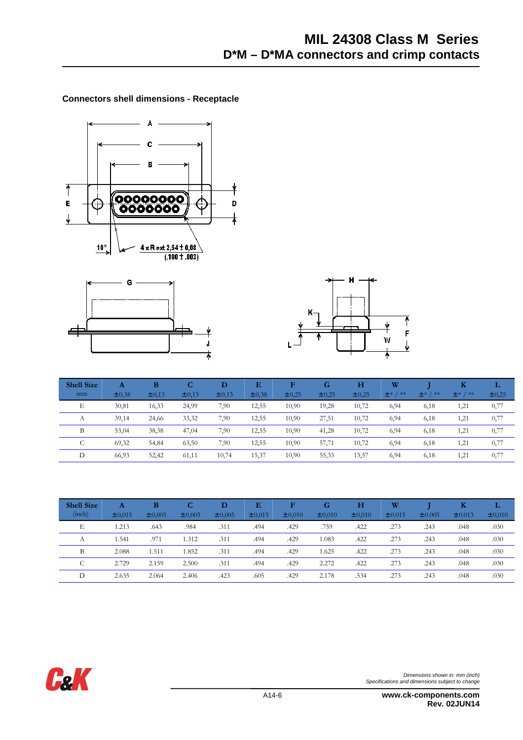## Connectors shell dimensions - Receptacle

4 x R ext 2,54 ± 0,08 (.100 ± .003)

| Shell Size mm | A ±0,38 | B ±0,13 | C ±0,13 | D ±0,13 | E ±0,38 | F ±0,25 | G ±0,25 | H ±0,25 | W ±* / ** | J ±* / ** | K ±* / ** | L ±0,25 |
|---|---|---|---|---|---|---|---|---|---|---|---|---|
| E | 30,81 | 16,33 | 24,99 | 7,90 | 12,55 | 10,90 | 19,28 | 10,72 | 6,94 | 6,18 | 1,21 | 0,77 |
| A | 39,14 | 24,66 | 33,32 | 7,90 | 12,55 | 10,90 | 27,51 | 10,72 | 6,94 | 6,18 | 1,21 | 0,77 |
| B | 53,04 | 38,38 | 47,04 | 7,90 | 12,55 | 10,90 | 41,28 | 10,72 | 6,94 | 6,18 | 1,21 | 0,77 |
| C | 69,32 | 54,84 | 63,50 | 7,90 | 12,55 | 10,90 | 57,71 | 10,72 | 6,94 | 6,18 | 1,21 | 0,77 |
| D | 66,93 | 52,42 | 61,11 | 10,74 | 15,37 | 10,90 | 55,33 | 13,57 | 6,94 | 6,18 | 1,21 | 0,77 |

| Shell Size (inch) | A ±0,015 | B ±0,005 | C ±0,005 | D ±0,005 | E ±0,015 | F ±0,010 | G ±0,010 | H ±0,010 | W ±0.015 | J ±0.005 | K ±0.013 | L ±0,010 |
|---|---|---|---|---|---|---|---|---|---|---|---|---|
| E | 1.213 | .643 | .984 | .311 | .494 | .429 | .759 | .422 | .273 | .243 | .048 | .030 |
| A | 1.541 | .971 | 1.312 | .311 | .494 | .429 | 1.083 | .422 | .273 | .243 | .048 | .030 |
| B | 2.088 | 1.511 | 1.852 | .311 | .494 | .429 | 1.625 | .422 | .273 | .243 | .048 | .030 |
| C | 2.729 | 2.159 | 2.500 | .311 | .494 | .429 | 2.272 | .422 | .273 | .243 | .048 | .030 |
| D | 2.635 | 2.064 | 2.406 | .423 | .605 | .429 | 2.178 | .534 | .273 | .243 | .048 | .030 |

*Dimensions shown in: mm (inch)*
*Specifications and dimensions subject to change*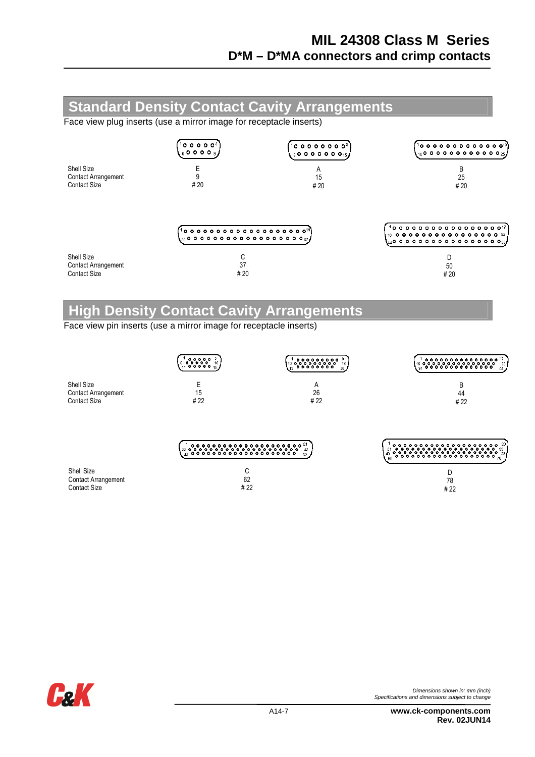# MIL 24308 Class M Series

## D*M – D*MA connectors and crimp contacts

## Standard Density Contact Cavity Arrangements

Face view plug inserts (use a mirror image for receptacle inserts)

| | | | |
|---|---|---|---|
| Shell Size | E | A | B |
| Contact Arrangement | 9 | 15 | 25 |
| Contact Size | # 20 | # 20 | # 20 |

| | | |
|---|---|---|
| Shell Size | C | D |
| Contact Arrangement | 37 | 50 |
| Contact Size | # 20 | # 20 |

## High Density Contact Cavity Arrangements

Face view pin inserts (use a mirror image for receptacle inserts)

| | | | |
|---|---|---|---|
| Shell Size | E | A | B |
| Contact Arrangement | 15 | 26 | 44 |
| Contact Size | # 22 | # 22 | # 22 |

| | | |
|---|---|---|
| Shell Size | C | D |
| Contact Arrangement | 62 | 78 |
| Contact Size | # 22 | # 22 |

*Dimensions shown in: mm (inch)*
*Specifications and dimensions subject to change*

**www.ck-components.com**
**Rev. 02JUN14**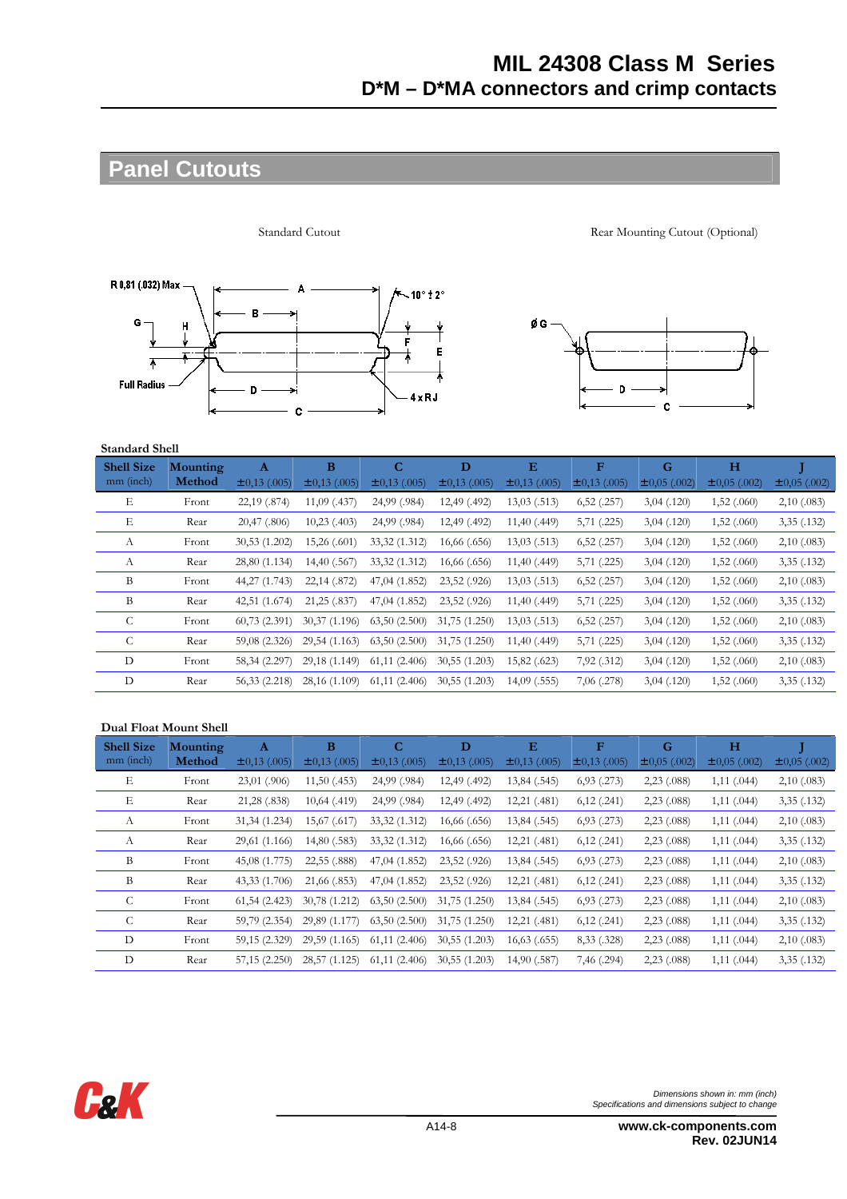## Panel Cutouts

Standard Cutout

Rear Mounting Cutout (Optional)

**Standard Shell**

| Shell Size mm (inch) | Mounting Method | A ±0,13 (.005) | B ±0,13 (.005) | C ±0,13 (.005) | D ±0,13 (.005) | E ±0,13 (.005) | F ±0,13 (.005) | G ±0,05 (.002) | H ±0,05 (.002) | J ±0,05 (.002) |
|---|---|---|---|---|---|---|---|---|---|---|
| E | Front | 22,19 (.874) | 11,09 (.437) | 24,99 (.984) | 12,49 (.492) | 13,03 (.513) | 6,52 (.257) | 3,04 (.120) | 1,52 (.060) | 2,10 (.083) |
| E | Rear | 20,47 (.806) | 10,23 (.403) | 24,99 (.984) | 12,49 (.492) | 11,40 (.449) | 5,71 (.225) | 3,04 (.120) | 1,52 (.060) | 3,35 (.132) |
| A | Front | 30,53 (1.202) | 15,26 (.601) | 33,32 (1.312) | 16,66 (.656) | 13,03 (.513) | 6,52 (.257) | 3,04 (.120) | 1,52 (.060) | 2,10 (.083) |
| A | Rear | 28,80 (1.134) | 14,40 (.567) | 33,32 (1.312) | 16,66 (.656) | 11,40 (.449) | 5,71 (.225) | 3,04 (.120) | 1,52 (.060) | 3,35 (.132) |
| B | Front | 44,27 (1.743) | 22,14 (.872) | 47,04 (1.852) | 23,52 (.926) | 13,03 (.513) | 6,52 (.257) | 3,04 (.120) | 1,52 (.060) | 2,10 (.083) |
| B | Rear | 42,51 (1.674) | 21,25 (.837) | 47,04 (1.852) | 23,52 (.926) | 11,40 (.449) | 5,71 (.225) | 3,04 (.120) | 1,52 (.060) | 3,35 (.132) |
| C | Front | 60,73 (2.391) | 30,37 (1.196) | 63,50 (2.500) | 31,75 (1.250) | 13,03 (.513) | 6,52 (.257) | 3,04 (.120) | 1,52 (.060) | 2,10 (.083) |
| C | Rear | 59,08 (2.326) | 29,54 (1.163) | 63,50 (2.500) | 31,75 (1.250) | 11,40 (.449) | 5,71 (.225) | 3,04 (.120) | 1,52 (.060) | 3,35 (.132) |
| D | Front | 58,34 (2.297) | 29,18 (1.149) | 61,11 (2.406) | 30,55 (1.203) | 15,82 (.623) | 7,92 (.312) | 3,04 (.120) | 1,52 (.060) | 2,10 (.083) |
| D | Rear | 56,33 (2.218) | 28,16 (1.109) | 61,11 (2.406) | 30,55 (1.203) | 14,09 (.555) | 7,06 (.278) | 3,04 (.120) | 1,52 (.060) | 3,35 (.132) |

**Dual Float Mount Shell**

| Shell Size mm (inch) | Mounting Method | A ±0,13 (.005) | B ±0,13 (.005) | C ±0,13 (.005) | D ±0,13 (.005) | E ±0,13 (.005) | F ±0,13 (.005) | G ±0,05 (.002) | H ±0,05 (.002) | J ±0,05 (.002) |
|---|---|---|---|---|---|---|---|---|---|---|
| E | Front | 23,01 (.906) | 11,50 (.453) | 24,99 (.984) | 12,49 (.492) | 13,84 (.545) | 6,93 (.273) | 2,23 (.088) | 1,11 (.044) | 2,10 (.083) |
| E | Rear | 21,28 (.838) | 10,64 (.419) | 24,99 (.984) | 12,49 (.492) | 12,21 (.481) | 6,12 (.241) | 2,23 (.088) | 1,11 (.044) | 3,35 (.132) |
| A | Front | 31,34 (1.234) | 15,67 (.617) | 33,32 (1.312) | 16,66 (.656) | 13,84 (.545) | 6,93 (.273) | 2,23 (.088) | 1,11 (.044) | 2,10 (.083) |
| A | Rear | 29,61 (1.166) | 14,80 (.583) | 33,32 (1.312) | 16,66 (.656) | 12,21 (.481) | 6,12 (.241) | 2,23 (.088) | 1,11 (.044) | 3,35 (.132) |
| B | Front | 45,08 (1.775) | 22,55 (.888) | 47,04 (1.852) | 23,52 (.926) | 13,84 (.545) | 6,93 (.273) | 2,23 (.088) | 1,11 (.044) | 2,10 (.083) |
| B | Rear | 43,33 (1.706) | 21,66 (.853) | 47,04 (1.852) | 23,52 (.926) | 12,21 (.481) | 6,12 (.241) | 2,23 (.088) | 1,11 (.044) | 3,35 (.132) |
| C | Front | 61,54 (2.423) | 30,78 (1.212) | 63,50 (2.500) | 31,75 (1.250) | 13,84 (.545) | 6,93 (.273) | 2,23 (.088) | 1,11 (.044) | 2,10 (.083) |
| C | Rear | 59,79 (2.354) | 29,89 (1.177) | 63,50 (2.500) | 31,75 (1.250) | 12,21 (.481) | 6,12 (.241) | 2,23 (.088) | 1,11 (.044) | 3,35 (.132) |
| D | Front | 59,15 (2.329) | 29,59 (1.165) | 61,11 (2.406) | 30,55 (1.203) | 16,63 (.655) | 8,33 (.328) | 2,23 (.088) | 1,11 (.044) | 2,10 (.083) |
| D | Rear | 57,15 (2.250) | 28,57 (1.125) | 61,11 (2.406) | 30,55 (1.203) | 14,90 (.587) | 7,46 (.294) | 2,23 (.088) | 1,11 (.044) | 3,35 (.132) |

*Dimensions shown in: mm (inch)*
*Specifications and dimensions subject to change*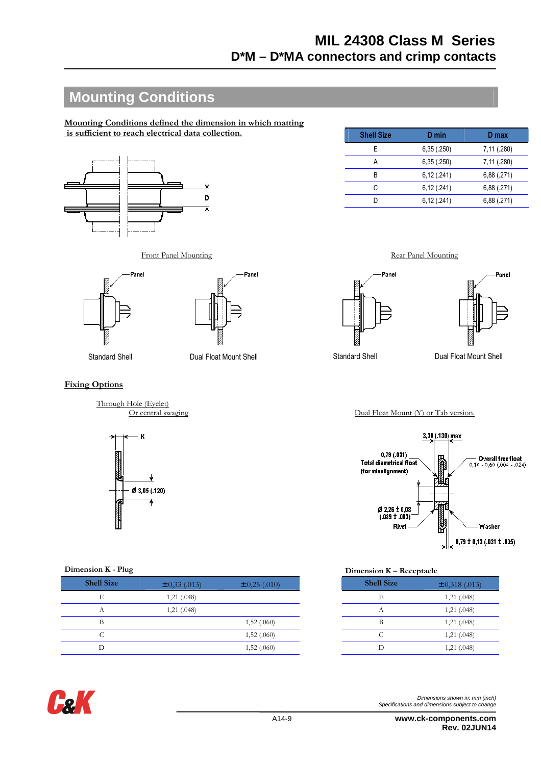## Mounting Conditions

Mounting Conditions defined the dimension in which matting is sufficient to reach electrical data collection.

| Shell Size | D min | D max |
|---|---|---|
| E | 6,35 (.250) | 7,11 (.280) |
| A | 6,35 (.250) | 7,11 (.280) |
| B | 6,12 (.241) | 6,88 (.271) |
| C | 6,12 (.241) | 6,88 (.271) |
| D | 6,12 (.241) | 6,88 (.271) |

Front Panel Mounting

Panel

Standard Shell

Dual Float Mount Shell

Rear Panel Mounting

Panel

Standard Shell

Dual Float Mount Shell

### Fixing Options

Through Hole (Eyelet)
Or central swaging

K

Ø 3,05 (.120)

Dual Float Mount (Y) or Tab version.

3,30 (.130) max

0,79 (.031)
Total diametrical float
(for misalignment)

Overall free float
0,10 - 0,60 (.004 - .024)

Ø 2,26 ± 0,08
(.089 ± .003)

Rivet

Washer

0,79 ± 0,13 (.031 ± .005)

Dimension K - Plug

| Shell Size | ±0,33 (.013) | ±0,25 (.010) |
|---|---|---|
| E | 1,21 (.048) | |
| A | 1,21 (.048) | |
| B | | 1,52 (.060) |
| C | | 1,52 (.060) |
| D | | 1,52 (.060) |

Dimension K – Receptacle

| Shell Size | ±0,318 (.013) |
|---|---|
| E | 1,21 (.048) |
| A | 1,21 (.048) |
| B | 1,21 (.048) |
| C | 1,21 (.048) |
| D | 1,21 (.048) |

*Dimensions shown in: mm (inch)*
*Specifications and dimensions subject to change*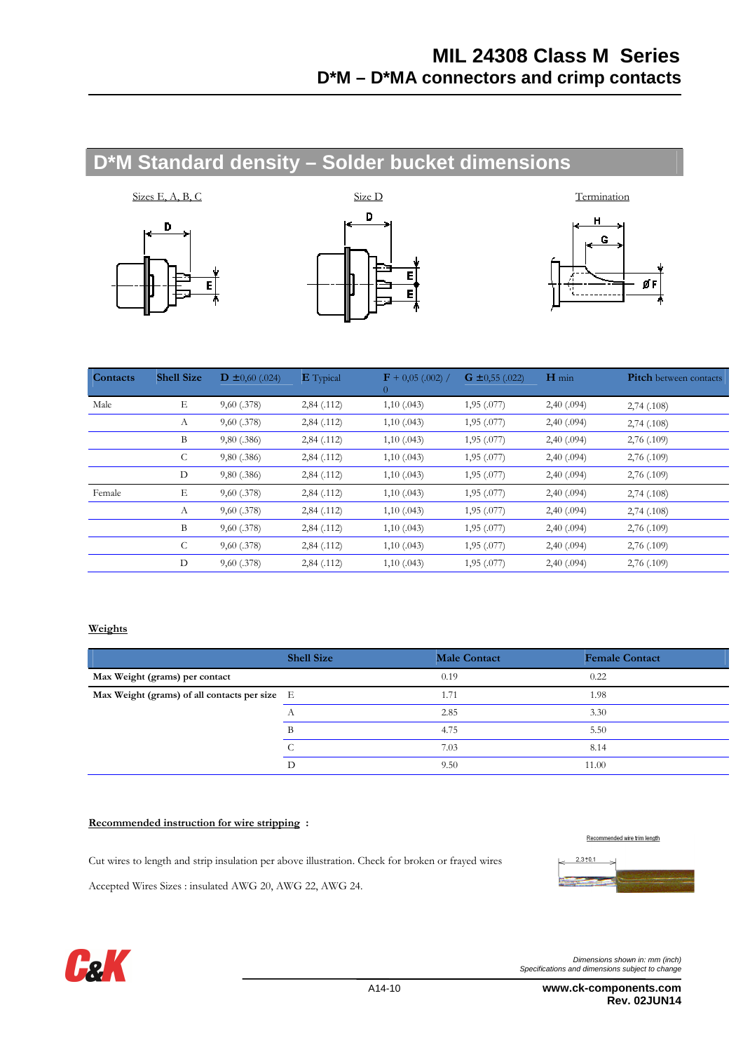# MIL 24308 Class M Series
## D*M – D*MA connectors and crimp contacts

## D*M Standard density – Solder bucket dimensions

Sizes E, A, B, C

Size D

Termination

| Contacts | Shell Size | D ±0,60 (.024) | E Typical | F + 0,05 (.002) / 0 | G ±0,55 (.022) | H min | Pitch between contacts |
|---|---|---|---|---|---|---|---|
| Male | E | 9,60 (.378) | 2,84 (.112) | 1,10 (.043) | 1,95 (.077) | 2,40 (.094) | 2,74 (.108) |
| | A | 9,60 (.378) | 2,84 (.112) | 1,10 (.043) | 1,95 (.077) | 2,40 (.094) | 2,74 (.108) |
| | B | 9,80 (.386) | 2,84 (.112) | 1,10 (.043) | 1,95 (.077) | 2,40 (.094) | 2,76 (.109) |
| | C | 9,80 (.386) | 2,84 (.112) | 1,10 (.043) | 1,95 (.077) | 2,40 (.094) | 2,76 (.109) |
| | D | 9,80 (.386) | 2,84 (.112) | 1,10 (.043) | 1,95 (.077) | 2,40 (.094) | 2,76 (.109) |
| Female | E | 9,60 (.378) | 2,84 (.112) | 1,10 (.043) | 1,95 (.077) | 2,40 (.094) | 2,74 (.108) |
| | A | 9,60 (.378) | 2,84 (.112) | 1,10 (.043) | 1,95 (.077) | 2,40 (.094) | 2,74 (.108) |
| | B | 9,60 (.378) | 2,84 (.112) | 1,10 (.043) | 1,95 (.077) | 2,40 (.094) | 2,76 (.109) |
| | C | 9,60 (.378) | 2,84 (.112) | 1,10 (.043) | 1,95 (.077) | 2,40 (.094) | 2,76 (.109) |
| | D | 9,60 (.378) | 2,84 (.112) | 1,10 (.043) | 1,95 (.077) | 2,40 (.094) | 2,76 (.109) |

**Weights**

| | Shell Size | Male Contact | Female Contact |
|---|---|---|---|
| **Max Weight (grams) per contact** | | 0.19 | 0.22 |
| **Max Weight (grams) of all contacts per size** | E | 1.71 | 1.98 |
| | A | 2.85 | 3.30 |
| | B | 4.75 | 5.50 |
| | C | 7.03 | 8.14 |
| | D | 9.50 | 11.00 |

**Recommended instruction for wire stripping :**

Cut wires to length and strip insulation per above illustration. Check for broken or frayed wires

Accepted Wires Sizes : insulated AWG 20, AWG 22, AWG 24.

Recommended wire trim length

2,3±0,1

*Dimensions shown in: mm (inch)*
*Specifications and dimensions subject to change*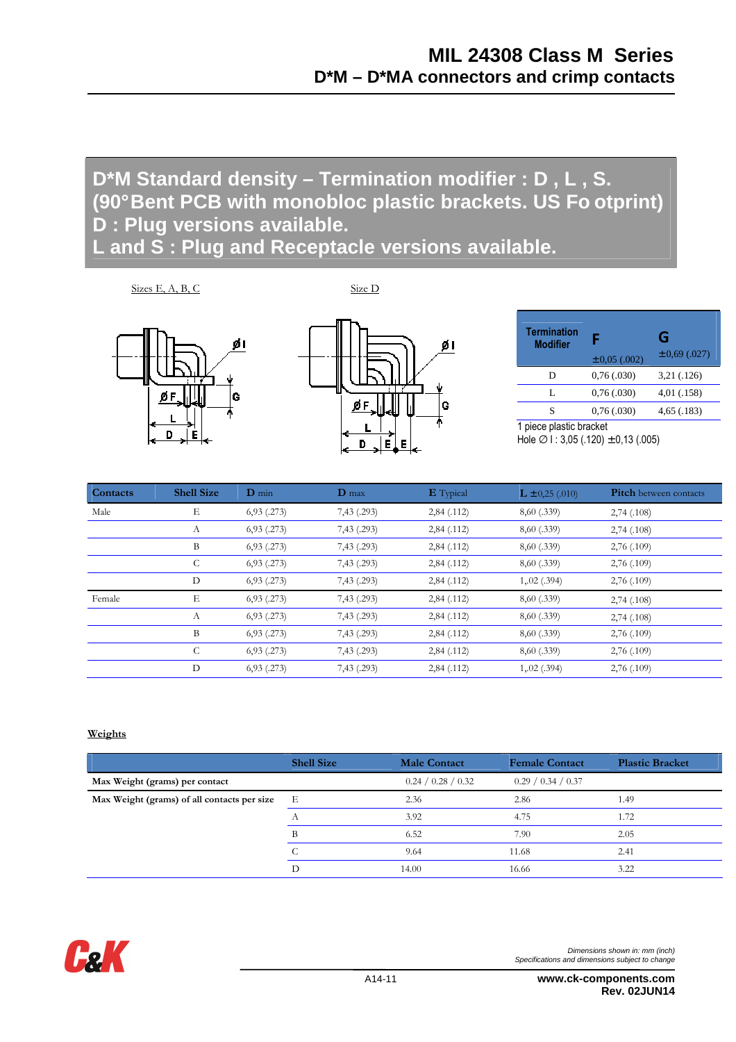# MIL 24308 Class M Series
## D*M – D*MA connectors and crimp contacts

## D*M Standard density – Termination modifier : D , L , S. (90°Bent PCB with monobloc plastic brackets. US Fo otprint) D : Plug versions available. L and S : Plug and Receptacle versions available.

Sizes E, A, B, C

Size D

| Termination Modifier | F ±0,05 (.002) | G ±0,69 (.027) |
|---|---|---|
| D | 0,76 (.030) | 3,21 (.126) |
| L | 0,76 (.030) | 4,01 (.158) |
| S | 0,76 (.030) | 4,65 (.183) |

1 piece plastic bracket
Hole ∅ I : 3,05 (.120) ±0,13 (.005)

| Contacts | Shell Size | D min | D max | E Typical | L ±0,25 (.010) | Pitch between contacts |
|---|---|---|---|---|---|---|
| Male | E | 6,93 (.273) | 7,43 (.293) | 2,84 (.112) | 8,60 (.339) | 2,74 (.108) |
| | A | 6,93 (.273) | 7,43 (.293) | 2,84 (.112) | 8,60 (.339) | 2,74 (.108) |
| | B | 6,93 (.273) | 7,43 (.293) | 2,84 (.112) | 8,60 (.339) | 2,76 (.109) |
| | C | 6,93 (.273) | 7,43 (.293) | 2,84 (.112) | 8,60 (.339) | 2,76 (.109) |
| | D | 6,93 (.273) | 7,43 (.293) | 2,84 (.112) | 1,,02 (.394) | 2,76 (.109) |
| Female | E | 6,93 (.273) | 7,43 (.293) | 2,84 (.112) | 8,60 (.339) | 2,74 (.108) |
| | A | 6,93 (.273) | 7,43 (.293) | 2,84 (.112) | 8,60 (.339) | 2,74 (.108) |
| | B | 6,93 (.273) | 7,43 (.293) | 2,84 (.112) | 8,60 (.339) | 2,76 (.109) |
| | C | 6,93 (.273) | 7,43 (.293) | 2,84 (.112) | 8,60 (.339) | 2,76 (.109) |
| | D | 6,93 (.273) | 7,43 (.293) | 2,84 (.112) | 1,,02 (.394) | 2,76 (.109) |

**Weights**

| | Shell Size | Male Contact | Female Contact | Plastic Bracket |
|---|---|---|---|---|
| Max Weight (grams) per contact | | 0.24 / 0.28 / 0.32 | 0.29 / 0.34 / 0.37 | |
| Max Weight (grams) of all contacts per size | E | 2.36 | 2.86 | 1.49 |
| | A | 3.92 | 4.75 | 1.72 |
| | B | 6.52 | 7.90 | 2.05 |
| | C | 9.64 | 11.68 | 2.41 |
| | D | 14.00 | 16.66 | 3.22 |

*Dimensions shown in: mm (inch)*
*Specifications and dimensions subject to change*

www.ck-components.com
Rev. 02JUN14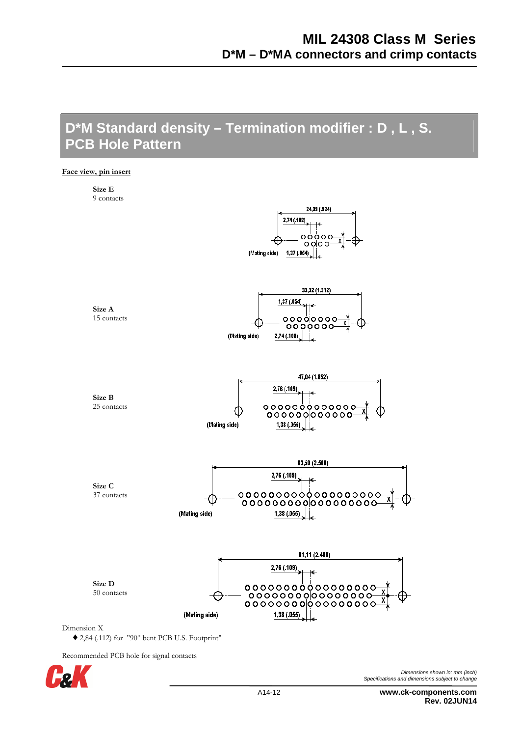# D*M Standard density – Termination modifier : D , L , S. PCB Hole Pattern

**Face view, pin insert**

**Size E**
9 contacts

24,99 (.984)
2,74 (.108)
X
(Mating side) 1,37 (.054)

**Size A**
15 contacts

33,32 (1.312)
1,37 (.054)
X
(Mating side) 2,74 (.108)

**Size B**
25 contacts

47,04 (1.852)
2,76 (.109)
X
(Mating side) 1,38 (.055)

**Size C**
37 contacts

63,50 (2.500)
2,76 (.109)
X
(Mating side) 1,38 (.055)

**Size D**
50 contacts

61,11 (2.406)
2,76 (.109)
X
X
(Mating side) 1,38 (.055)

Dimension X

♦ 2,84 (.112) for "90° bent PCB U.S. Footprint"

Recommended PCB hole for signal contacts

*Dimensions shown in: mm (inch)*
*Specifications and dimensions subject to change*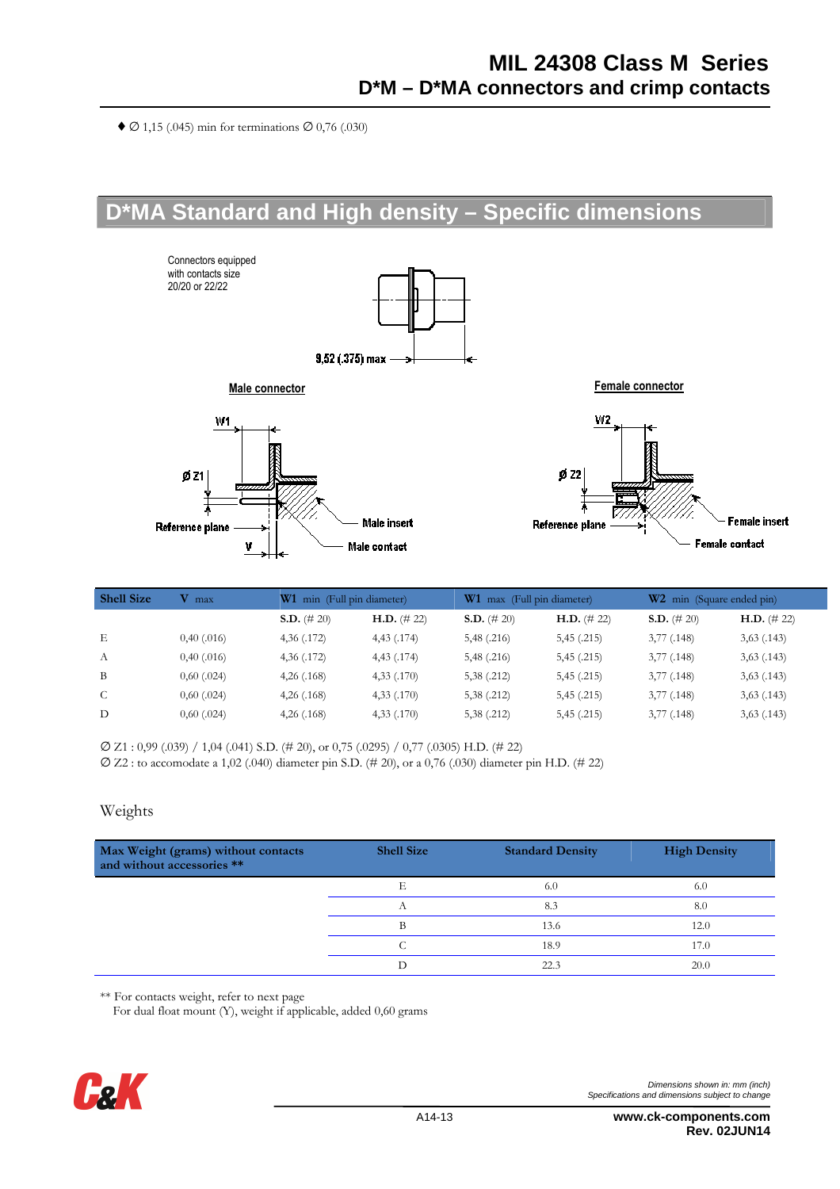♦ ∅ 1,15 (.045) min for terminations ∅ 0,76 (.030)

## D*MA Standard and High density – Specific dimensions

Connectors equipped with contacts size 20/20 or 22/22

9,52 (.375) max

Male connector

W1

ø Z1

Reference plane

V

Male insert

Male contact

Female connector

W2

ø Z2

Reference plane

Female insert

Female contact

| Shell Size | V max | W1 min (Full pin diameter) | | W1 max (Full pin diameter) | | W2 min (Square ended pin) | |
|---|---|---|---|---|---|---|---|
| | | **S.D.** (# 20) | **H.D.** (# 22) | **S.D.** (# 20) | **H.D.** (# 22) | **S.D.** (# 20) | **H.D.** (# 22) |
| E | 0,40 (.016) | 4,36 (.172) | 4,43 (.174) | 5,48 (.216) | 5,45 (.215) | 3,77 (.148) | 3,63 (.143) |
| A | 0,40 (.016) | 4,36 (.172) | 4,43 (.174) | 5,48 (.216) | 5,45 (.215) | 3,77 (.148) | 3,63 (.143) |
| B | 0,60 (.024) | 4,26 (.168) | 4,33 (.170) | 5,38 (.212) | 5,45 (.215) | 3,77 (.148) | 3,63 (.143) |
| C | 0,60 (.024) | 4,26 (.168) | 4,33 (.170) | 5,38 (.212) | 5,45 (.215) | 3,77 (.148) | 3,63 (.143) |
| D | 0,60 (.024) | 4,26 (.168) | 4,33 (.170) | 5,38 (.212) | 5,45 (.215) | 3,77 (.148) | 3,63 (.143) |

∅ Z1 : 0,99 (.039) / 1,04 (.041) S.D. (# 20), or 0,75 (.0295) / 0,77 (.0305) H.D. (# 22)
∅ Z2 : to accomodate a 1,02 (.040) diameter pin S.D. (# 20), or a 0,76 (.030) diameter pin H.D. (# 22)

### Weights

| Max Weight (grams) without contacts and without accessories ** | Shell Size | Standard Density | High Density |
|---|---|---|---|
| | E | 6.0 | 6.0 |
| | A | 8.3 | 8.0 |
| | B | 13.6 | 12.0 |
| | C | 18.9 | 17.0 |
| | D | 22.3 | 20.0 |

** For contacts weight, refer to next page
For dual float mount (Y), weight if applicable, added 0,60 grams

*Dimensions shown in: mm (inch)*
*Specifications and dimensions subject to change*